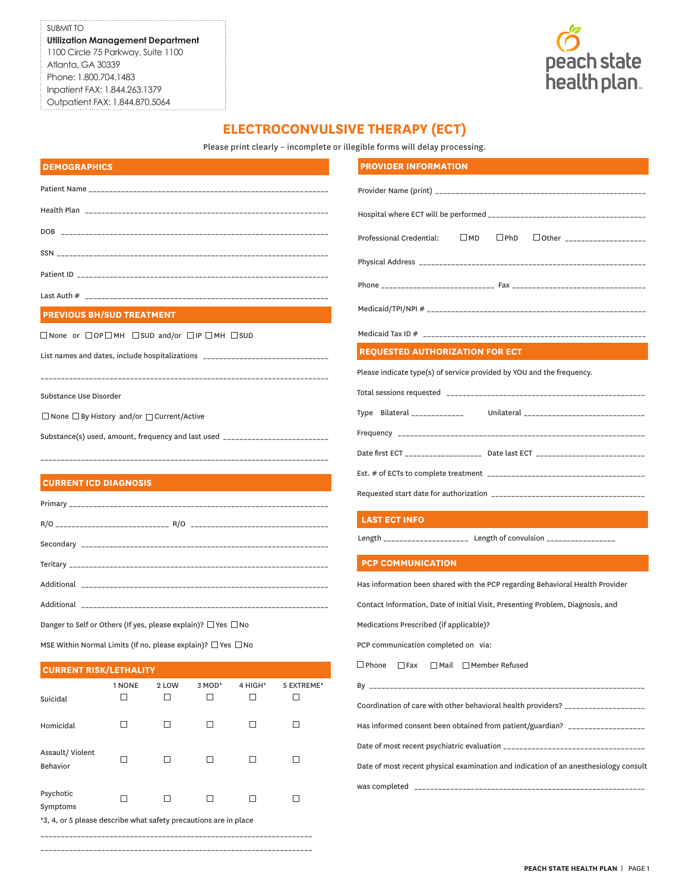SUBMIT TO
**Utilization Management Department**
1100 Circle 75 Parkway, Suite 1100
Atlanta, GA 30339
Phone: 1.800.704.1483
Inpatient FAX: 1.844.263.1379
Outpatient FAX: 1.844.870.5064

peach state health plan

# ELECTROCONVULSIVE THERAPY (ECT)

Please print clearly – incomplete or illegible forms will delay processing.

## DEMOGRAPHICS

Patient Name ______________________________

Health Plan ______________________________

DOB ______________________________

SSN ______________________________

Patient ID ______________________________

Last Auth # ______________________________

## PREVIOUS BH/SUD TREATMENT

☐ None or ☐ OP ☐ MH ☐ SUD and/or ☐ IP ☐ MH ☐ SUD

List names and dates, include hospitalizations ______________________________

______________________________

Substance Use Disorder

☐ None ☐ By History and/or ☐ Current/Active

Substance(s) used, amount, frequency and last used ______________________________

______________________________

## CURRENT ICD DIAGNOSIS

Primary ______________________________

R/O ______________ R/O ______________

Secondary ______________________________

Teritary ______________________________

Additional ______________________________

Additional ______________________________

Danger to Self or Others (If yes, please explain)? ☐ Yes ☐ No

MSE Within Normal Limits (If no, please explain)? ☐ Yes ☐ No

## CURRENT RISK/LETHALITY

| | 1 NONE | 2 LOW | 3 MOD* | 4 HIGH* | 5 EXTREME* |
|---|---|---|---|---|---|
| Suicidal | ☐ | ☐ | ☐ | ☐ | ☐ |
| Homicidal | ☐ | ☐ | ☐ | ☐ | ☐ |
| Assault/ Violent Behavior | ☐ | ☐ | ☐ | ☐ | ☐ |
| Psychotic Symptoms | ☐ | ☐ | ☐ | ☐ | ☐ |

*3, 4, or 5 please describe what safety precautions are in place

______________________________

______________________________

## PROVIDER INFORMATION

Provider Name (print) ______________________________

Hospital where ECT will be performed ______________________________

Professional Credential: ☐ MD ☐ PhD ☐ Other ______________

Physical Address ______________________________

Phone ______________ Fax ______________

Medicaid/TPI/NPI # ______________________________

Medicaid Tax ID # ______________________________

## REQUESTED AUTHORIZATION FOR ECT

Please indicate type(s) of service provided by YOU and the frequency.

Total sessions requested ______________________________

Type Bilateral ______________ Unilateral ______________

Frequency ______________________________

Date first ECT ______________ Date last ECT ______________

Est. # of ECTs to complete treatment ______________________________

Requested start date for authorization ______________________________

## LAST ECT INFO

Length ______________ Length of convulsion ______________

## PCP COMMUNICATION

Has information been shared with the PCP regarding Behavioral Health Provider Contact Information, Date of Initial Visit, Presenting Problem, Diagnosis, and Medications Prescribed (if applicable)?

PCP communication completed on via:

☐ Phone ☐ Fax ☐ Mail ☐ Member Refused

By ______________________________

Coordination of care with other behavioral health providers? ______________

Has informed consent been obtained from patient/guardian? ______________

Date of most recent psychiatric evaluation ______________________________

Date of most recent physical examination and indication of an anesthesiology consult was completed ______________________________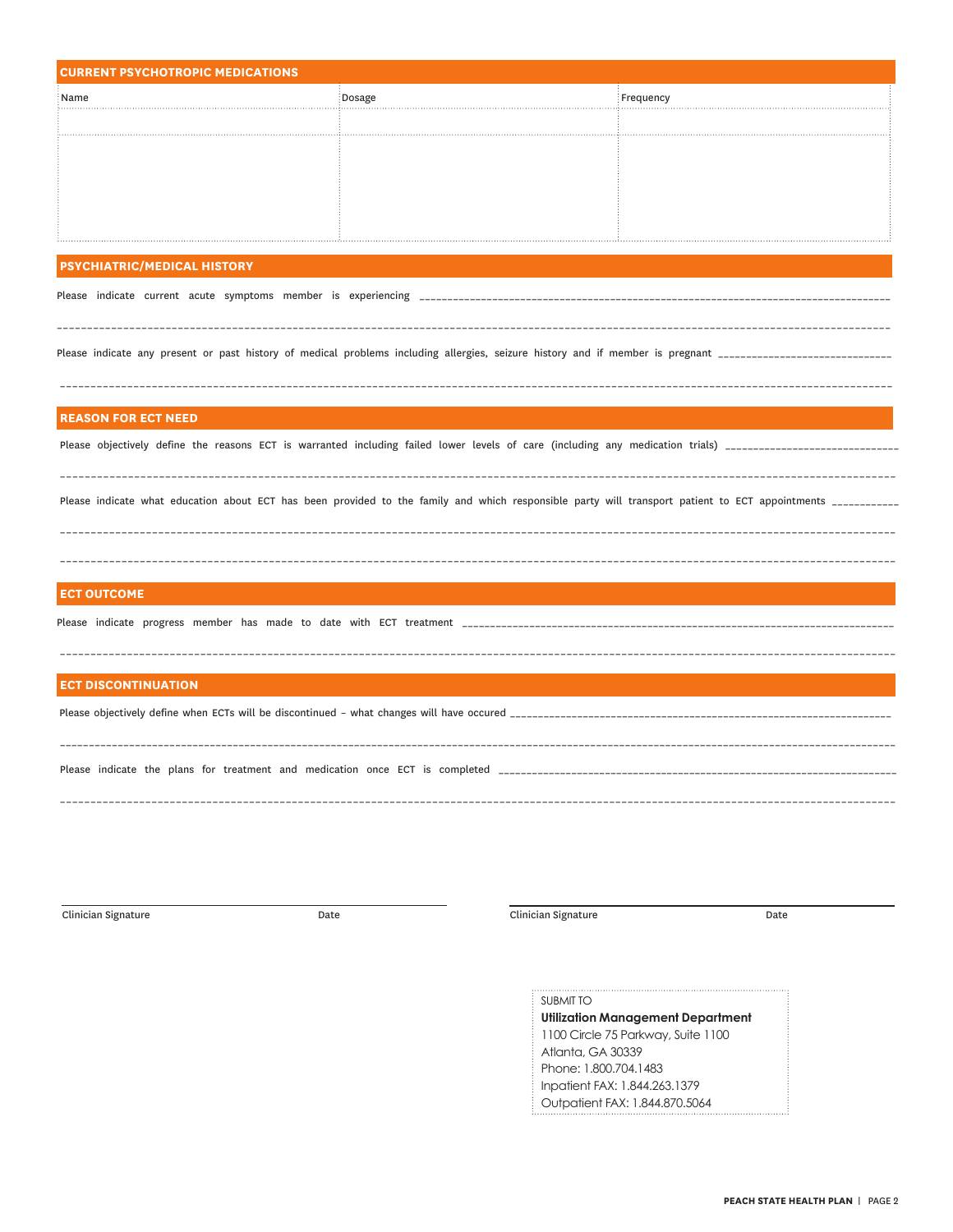## CURRENT PSYCHOTROPIC MEDICATIONS

| Name | Dosage | Frequency |
|---|---|---|
| | | |
| | | |

## PSYCHIATRIC/MEDICAL HISTORY

Please indicate current acute symptoms member is experiencing ______________________________________________________________________________

______________________________________________________________________________________________________________________________

Please indicate any present or past history of medical problems including allergies, seizure history and if member is pregnant ____________________________

______________________________________________________________________________________________________________________________

## REASON FOR ECT NEED

Please objectively define the reasons ECT is warranted including failed lower levels of care (including any medication trials) ____________________________

______________________________________________________________________________________________________________________________

Please indicate what education about ECT has been provided to the family and which responsible party will transport patient to ECT appointments ___________

______________________________________________________________________________________________________________________________

______________________________________________________________________________________________________________________________

## ECT OUTCOME

Please indicate progress member has made to date with ECT treatment ___________________________________________________________________________

______________________________________________________________________________________________________________________________

## ECT DISCONTINUATION

Please objectively define when ECTs will be discontinued – what changes will have occured _________________________________________________________________

______________________________________________________________________________________________________________________________

Please indicate the plans for treatment and medication once ECT is completed ____________________________________________________________________

______________________________________________________________________________________________________________________________

Clinician Signature Date

Clinician Signature Date

SUBMIT TO
**Utilization Management Department**
1100 Circle 75 Parkway, Suite 1100
Atlanta, GA 30339
Phone: 1.800.704.1483
Inpatient FAX: 1.844.263.1379
Outpatient FAX: 1.844.870.5064